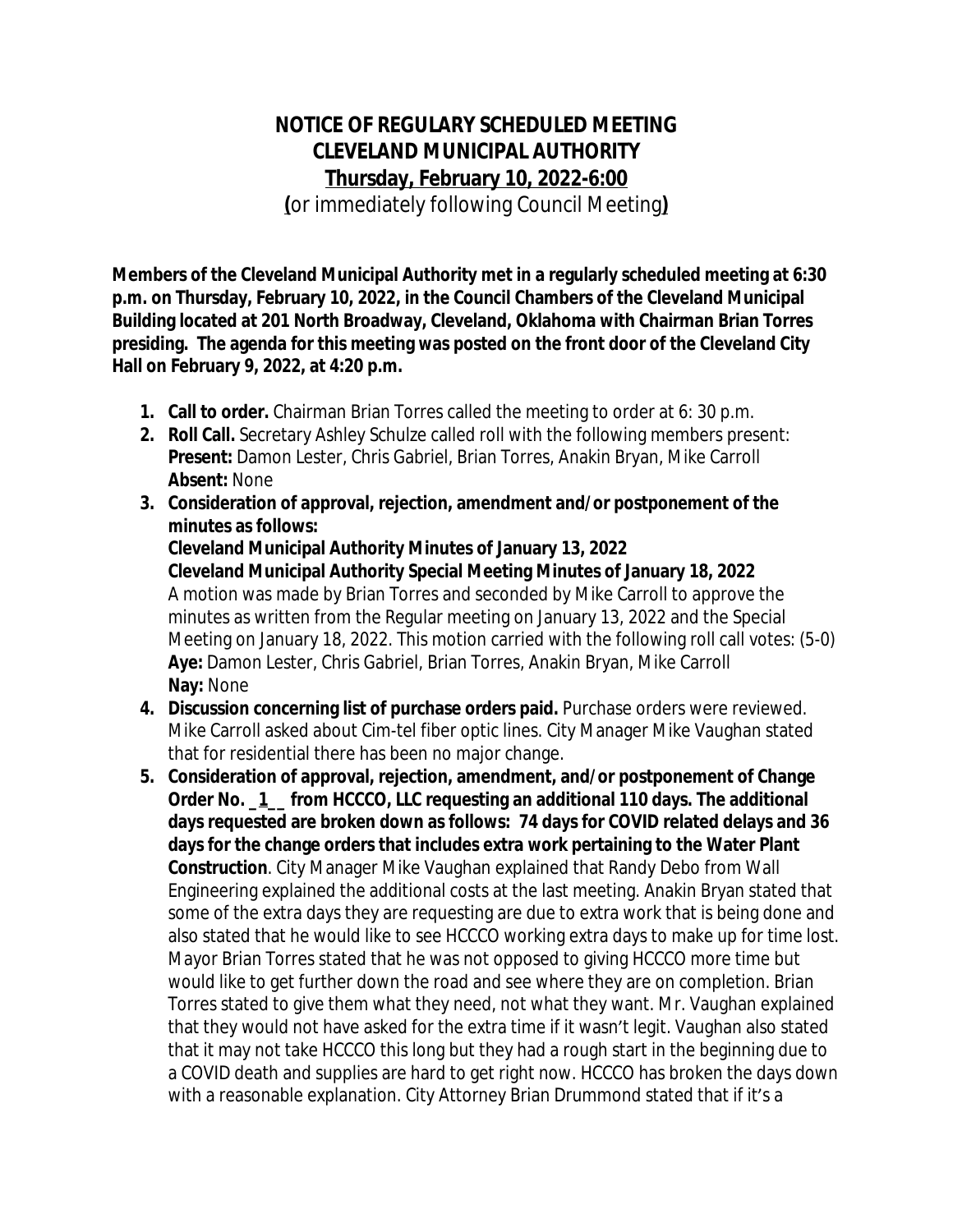# NOTICE OF REGULARY SCHEDULED MEETING
# CLEVELAND MUNICIPAL AUTHORITY
## Thursday, February 10, 2022-6:00

**(**or immediately following Council Meeting**)**

**Members of the Cleveland Municipal Authority met in a regularly scheduled meeting at 6:30 p.m. on Thursday, February 10, 2022, in the Council Chambers of the Cleveland Municipal Building located at 201 North Broadway, Cleveland, Oklahoma with Chairman Brian Torres presiding. The agenda for this meeting was posted on the front door of the Cleveland City Hall on February 9, 2022, at 4:20 p.m.**

1. **Call to order.** Chairman Brian Torres called the meeting to order at 6: 30 p.m.
2. **Roll Call.** Secretary Ashley Schulze called roll with the following members present:
   **Present:** Damon Lester, Chris Gabriel, Brian Torres, Anakin Bryan, Mike Carroll
   **Absent:** None
3. **Consideration of approval, rejection, amendment and/or postponement of the minutes as follows:**
   **Cleveland Municipal Authority Minutes of January 13, 2022**
   **Cleveland Municipal Authority Special Meeting Minutes of January 18, 2022**
   A motion was made by Brian Torres and seconded by Mike Carroll to approve the minutes as written from the Regular meeting on January 13, 2022 and the Special Meeting on January 18, 2022. This motion carried with the following roll call votes: (5-0)
   **Aye:** Damon Lester, Chris Gabriel, Brian Torres, Anakin Bryan, Mike Carroll
   **Nay:** None
4. **Discussion concerning list of purchase orders paid.** Purchase orders were reviewed. Mike Carroll asked about Cim-tel fiber optic lines. City Manager Mike Vaughan stated that for residential there has been no major change.
5. **Consideration of approval, rejection, amendment, and/or postponement of Change Order No. _1_ _ from HCCCO, LLC requesting an additional 110 days. The additional days requested are broken down as follows: 74 days for COVID related delays and 36 days for the change orders that includes extra work pertaining to the Water Plant Construction**. City Manager Mike Vaughan explained that Randy Debo from Wall Engineering explained the additional costs at the last meeting. Anakin Bryan stated that some of the extra days they are requesting are due to extra work that is being done and also stated that he would like to see HCCCO working extra days to make up for time lost. Mayor Brian Torres stated that he was not opposed to giving HCCCO more time but would like to get further down the road and see where they are on completion. Brian Torres stated to give them what they need, not what they want. Mr. Vaughan explained that they would not have asked for the extra time if it wasn't legit. Vaughan also stated that it may not take HCCCO this long but they had a rough start in the beginning due to a COVID death and supplies are hard to get right now. HCCCO has broken the days down with a reasonable explanation. City Attorney Brian Drummond stated that if it's a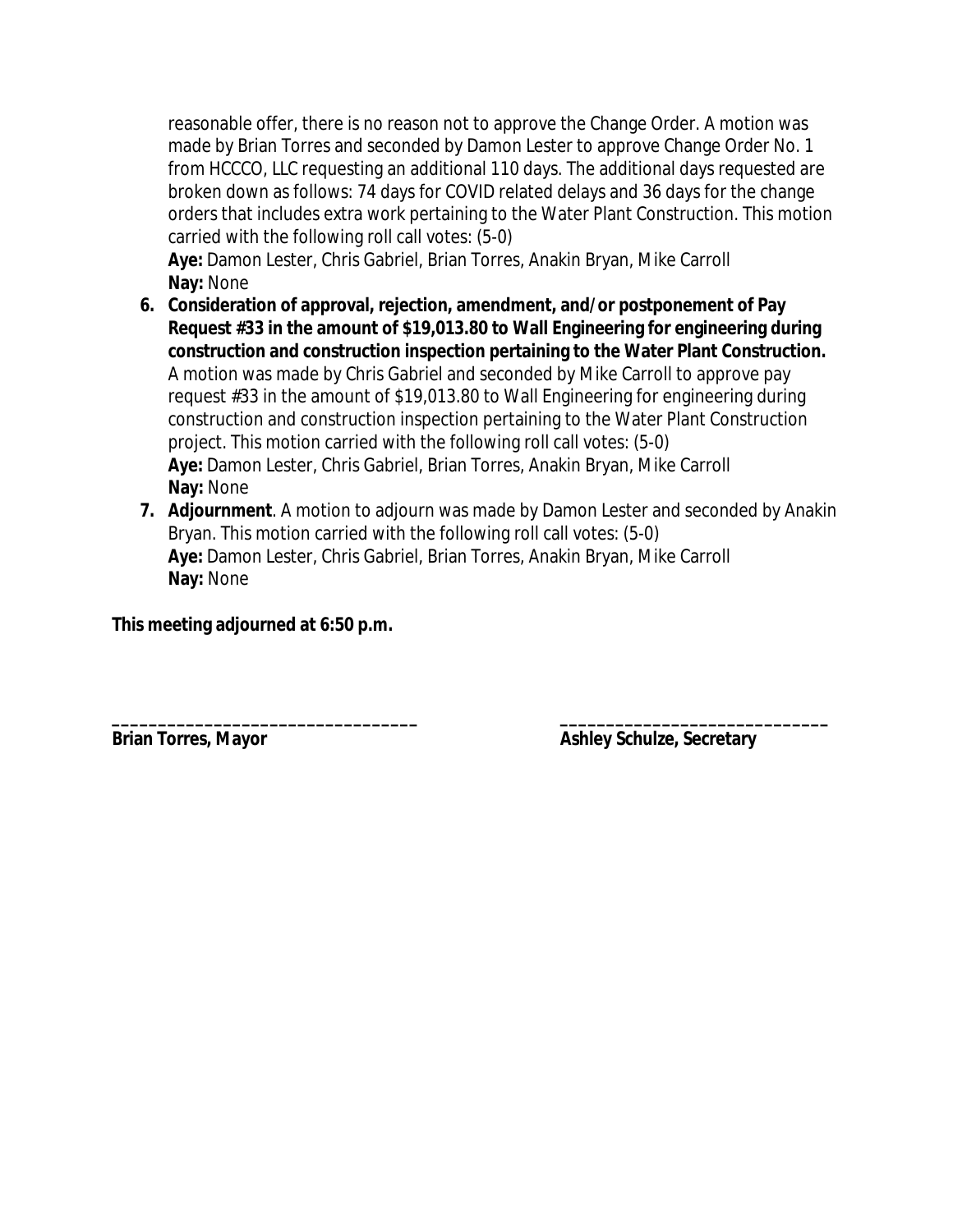reasonable offer, there is no reason not to approve the Change Order. A motion was made by Brian Torres and seconded by Damon Lester to approve Change Order No. 1 from HCCCO, LLC requesting an additional 110 days. The additional days requested are broken down as follows: 74 days for COVID related delays and 36 days for the change orders that includes extra work pertaining to the Water Plant Construction. This motion carried with the following roll call votes: (5-0)
**Aye:** Damon Lester, Chris Gabriel, Brian Torres, Anakin Bryan, Mike Carroll
**Nay:** None

6. **Consideration of approval, rejection, amendment, and/or postponement of Pay Request #33 in the amount of $19,013.80 to Wall Engineering for engineering during construction and construction inspection pertaining to the Water Plant Construction.** A motion was made by Chris Gabriel and seconded by Mike Carroll to approve pay request #33 in the amount of $19,013.80 to Wall Engineering for engineering during construction and construction inspection pertaining to the Water Plant Construction project. This motion carried with the following roll call votes: (5-0)
**Aye:** Damon Lester, Chris Gabriel, Brian Torres, Anakin Bryan, Mike Carroll
**Nay:** None
7. **Adjournment**. A motion to adjourn was made by Damon Lester and seconded by Anakin Bryan. This motion carried with the following roll call votes: (5-0)
**Aye:** Damon Lester, Chris Gabriel, Brian Torres, Anakin Bryan, Mike Carroll
**Nay:** None

**This meeting adjourned at 6:50 p.m.**

_________________________________ **Brian Torres, Mayor**

_____________________________ **Ashley Schulze, Secretary**